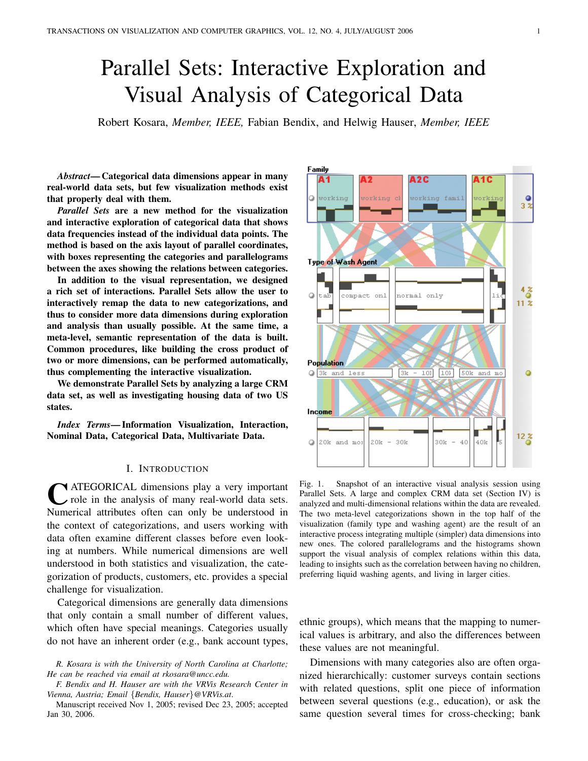# Parallel Sets: Interactive Exploration and Visual Analysis of Categorical Data

Robert Kosara, *Member, IEEE,* Fabian Bendix, and Helwig Hauser, *Member, IEEE*

***Abstract*— Categorical data dimensions appear in many real-world data sets, but few visualization methods exist that properly deal with them.**

***Parallel Sets* are a new method for the visualization and interactive exploration of categorical data that shows data frequencies instead of the individual data points. The method is based on the axis layout of parallel coordinates, with boxes representing the categories and parallelograms between the axes showing the relations between categories.**

**In addition to the visual representation, we designed a rich set of interactions. Parallel Sets allow the user to interactively remap the data to new categorizations, and thus to consider more data dimensions during exploration and analysis than usually possible. At the same time, a meta-level, semantic representation of the data is built. Common procedures, like building the cross product of two or more dimensions, can be performed automatically, thus complementing the interactive visualization.**

**We demonstrate Parallel Sets by analyzing a large CRM data set, as well as investigating housing data of two US states.**

***Index Terms*— Information Visualization, Interaction, Nominal Data, Categorical Data, Multivariate Data.**

Fig. 1. Snapshot of an interactive visual analysis session using Parallel Sets. A large and complex CRM data set (Section IV) is analyzed and multi-dimensional relations within the data are revealed. The two meta-level categorizations shown in the top half of the visualization (family type and washing agent) are the result of an interactive process integrating multiple (simpler) data dimensions into new ones. The colored parallelograms and the histograms shown support the visual analysis of complex relations within this data, leading to insights such as the correlation between having no children, preferring liquid washing agents, and living in larger cities.

## I. Introduction

Categorical dimensions play a very important role in the analysis of many real-world data sets. Numerical attributes often can only be understood in the context of categorizations, and users working with data often examine different classes before even looking at numbers. While numerical dimensions are well understood in both statistics and visualization, the categorization of products, customers, etc. provides a special challenge for visualization.

Categorical dimensions are generally data dimensions that only contain a small number of different values, which often have special meanings. Categories usually do not have an inherent order (e.g., bank account types, ethnic groups), which means that the mapping to numerical values is arbitrary, and also the differences between these values are not meaningful.

Dimensions with many categories also are often organized hierarchically: customer surveys contain sections with related questions, split one piece of information between several questions (e.g., education), or ask the same question several times for cross-checking; bank

*R. Kosara is with the University of North Carolina at Charlotte; He can be reached via email at rkosara@uncc.edu.*

*F. Bendix and H. Hauser are with the VRVis Research Center in Vienna, Austria; Email {Bendix, Hauser}@VRVis.at.*

Manuscript received Nov 1, 2005; revised Dec 23, 2005; accepted Jan 30, 2006.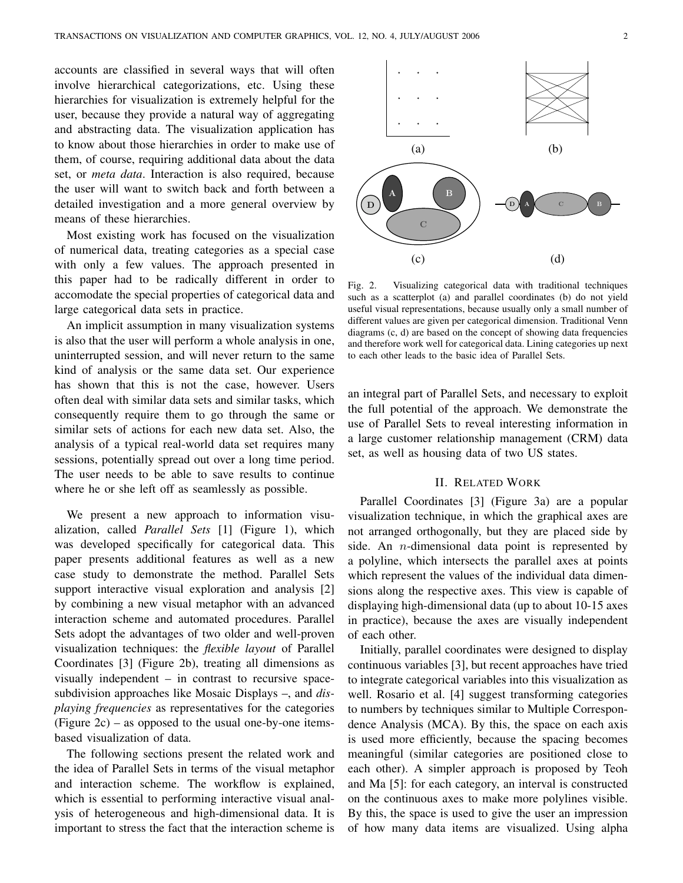accounts are classified in several ways that will often involve hierarchical categorizations, etc. Using these hierarchies for visualization is extremely helpful for the user, because they provide a natural way of aggregating and abstracting data. The visualization application has to know about those hierarchies in order to make use of them, of course, requiring additional data about the data set, or *meta data*. Interaction is also required, because the user will want to switch back and forth between a detailed investigation and a more general overview by means of these hierarchies.

Most existing work has focused on the visualization of numerical data, treating categories as a special case with only a few values. The approach presented in this paper had to be radically different in order to accomodate the special properties of categorical data and large categorical data sets in practice.

An implicit assumption in many visualization systems is also that the user will perform a whole analysis in one, uninterrupted session, and will never return to the same kind of analysis or the same data set. Our experience has shown that this is not the case, however. Users often deal with similar data sets and similar tasks, which consequently require them to go through the same or similar sets of actions for each new data set. Also, the analysis of a typical real-world data set requires many sessions, potentially spread out over a long time period. The user needs to be able to save results to continue where he or she left off as seamlessly as possible.

We present a new approach to information visualization, called *Parallel Sets* [1] (Figure 1), which was developed specifically for categorical data. This paper presents additional features as well as a new case study to demonstrate the method. Parallel Sets support interactive visual exploration and analysis [2] by combining a new visual metaphor with an advanced interaction scheme and automated procedures. Parallel Sets adopt the advantages of two older and well-proven visualization techniques: the *flexible layout* of Parallel Coordinates [3] (Figure 2b), treating all dimensions as visually independent – in contrast to recursive space-subdivision approaches like Mosaic Displays –, and *displaying frequencies* as representatives for the categories (Figure 2c) – as opposed to the usual one-by-one items-based visualization of data.

The following sections present the related work and the idea of Parallel Sets in terms of the visual metaphor and interaction scheme. The workflow is explained, which is essential to performing interactive visual analysis of heterogeneous and high-dimensional data. It is important to stress the fact that the interaction scheme is an integral part of Parallel Sets, and necessary to exploit the full potential of the approach. We demonstrate the use of Parallel Sets to reveal interesting information in a large customer relationship management (CRM) data set, as well as housing data of two US states.

(a)

(b)

A
B
D
C

(c)

D A C B

(d)

Fig. 2. Visualizing categorical data with traditional techniques such as a scatterplot (a) and parallel coordinates (b) do not yield useful visual representations, because usually only a small number of different values are given per categorical dimension. Traditional Venn diagrams (c, d) are based on the concept of showing data frequencies and therefore work well for categorical data. Lining categories up next to each other leads to the basic idea of Parallel Sets.

## II. Related Work

Parallel Coordinates [3] (Figure 3a) are a popular visualization technique, in which the graphical axes are not arranged orthogonally, but they are placed side by side. An $n$-dimensional data point is represented by a polyline, which intersects the parallel axes at points which represent the values of the individual data dimensions along the respective axes. This view is capable of displaying high-dimensional data (up to about 10-15 axes in practice), because the axes are visually independent of each other.

Initially, parallel coordinates were designed to display continuous variables [3], but recent approaches have tried to integrate categorical variables into this visualization as well. Rosario et al. [4] suggest transforming categories to numbers by techniques similar to Multiple Correspondence Analysis (MCA). By this, the space on each axis is used more efficiently, because the spacing becomes meaningful (similar categories are positioned close to each other). A simpler approach is proposed by Teoh and Ma [5]: for each category, an interval is constructed on the continuous axes to make more polylines visible. By this, the space is used to give the user an impression of how many data items are visualized. Using alpha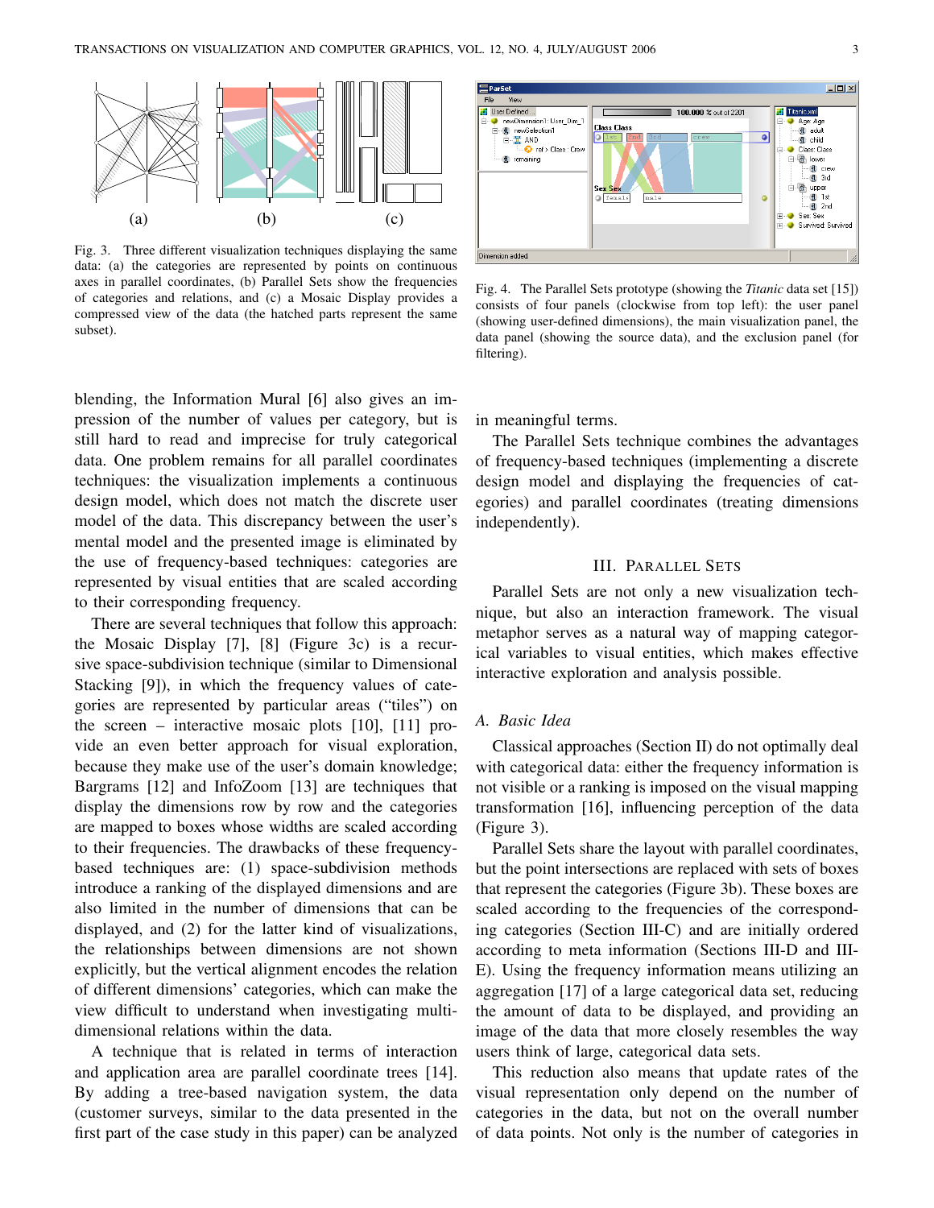Fig. 3. Three different visualization techniques displaying the same data: (a) the categories are represented by points on continuous axes in parallel coordinates, (b) Parallel Sets show the frequencies of categories and relations, and (c) a Mosaic Display provides a compressed view of the data (the hatched parts represent the same subset).

Fig. 4. The Parallel Sets prototype (showing the *Titanic* data set [15]) consists of four panels (clockwise from top left): the user panel (showing user-defined dimensions), the main visualization panel, the data panel (showing the source data), and the exclusion panel (for filtering).

blending, the Information Mural [6] also gives an impression of the number of values per category, but is still hard to read and imprecise for truly categorical data. One problem remains for all parallel coordinates techniques: the visualization implements a continuous design model, which does not match the discrete user model of the data. This discrepancy between the user's mental model and the presented image is eliminated by the use of frequency-based techniques: categories are represented by visual entities that are scaled according to their corresponding frequency.

There are several techniques that follow this approach: the Mosaic Display [7], [8] (Figure 3c) is a recursive space-subdivision technique (similar to Dimensional Stacking [9]), in which the frequency values of categories are represented by particular areas ("tiles") on the screen – interactive mosaic plots [10], [11] provide an even better approach for visual exploration, because they make use of the user's domain knowledge; Bargrams [12] and InfoZoom [13] are techniques that display the dimensions row by row and the categories are mapped to boxes whose widths are scaled according to their frequencies. The drawbacks of these frequency-based techniques are: (1) space-subdivision methods introduce a ranking of the displayed dimensions and are also limited in the number of dimensions that can be displayed, and (2) for the latter kind of visualizations, the relationships between dimensions are not shown explicitly, but the vertical alignment encodes the relation of different dimensions' categories, which can make the view difficult to understand when investigating multi-dimensional relations within the data.

A technique that is related in terms of interaction and application area are parallel coordinate trees [14]. By adding a tree-based navigation system, the data (customer surveys, similar to the data presented in the first part of the case study in this paper) can be analyzed in meaningful terms.

The Parallel Sets technique combines the advantages of frequency-based techniques (implementing a discrete design model and displaying the frequencies of categories) and parallel coordinates (treating dimensions independently).

## III. Parallel Sets

Parallel Sets are not only a new visualization technique, but also an interaction framework. The visual metaphor serves as a natural way of mapping categorical variables to visual entities, which makes effective interactive exploration and analysis possible.

### A. Basic Idea

Classical approaches (Section II) do not optimally deal with categorical data: either the frequency information is not visible or a ranking is imposed on the visual mapping transformation [16], influencing perception of the data (Figure 3).

Parallel Sets share the layout with parallel coordinates, but the point intersections are replaced with sets of boxes that represent the categories (Figure 3b). These boxes are scaled according to the frequencies of the corresponding categories (Section III-C) and are initially ordered according to meta information (Sections III-D and III-E). Using the frequency information means utilizing an aggregation [17] of a large categorical data set, reducing the amount of data to be displayed, and providing an image of the data that more closely resembles the way users think of large, categorical data sets.

This reduction also means that update rates of the visual representation only depend on the number of categories in the data, but not on the overall number of data points. Not only is the number of categories in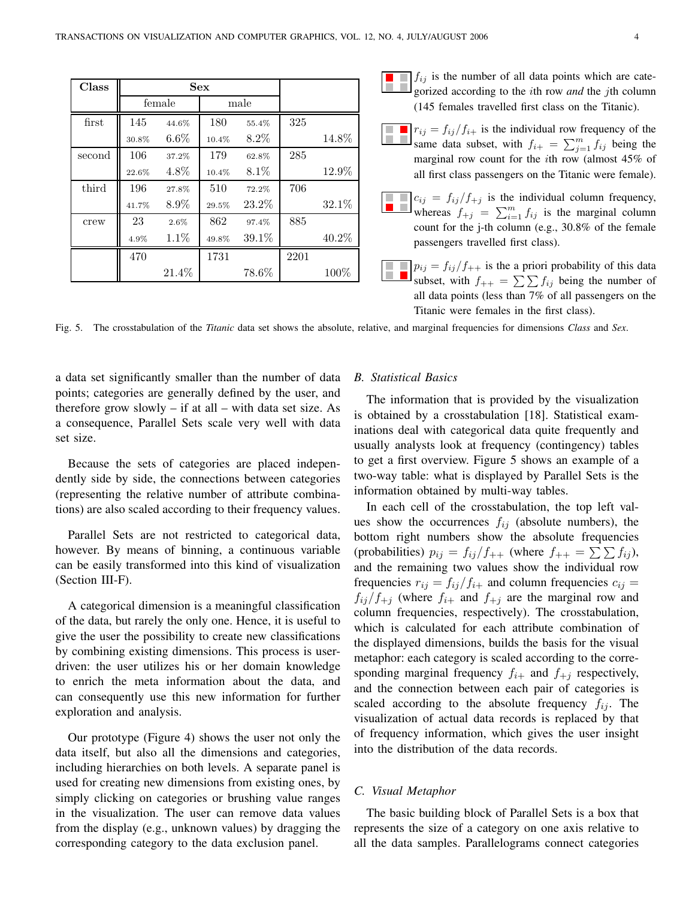| Class | Sex | | | | | |
|---|---|---|---|---|---|---|
| | female | | male | | | |
| first | 145 | 44.6% | 180 | 55.4% | 325 | |
| | 30.8% | 6.6% | 10.4% | 8.2% | | 14.8% |
| second | 106 | 37.2% | 179 | 62.8% | 285 | |
| | 22.6% | 4.8% | 10.4% | 8.1% | | 12.9% |
| third | 196 | 27.8% | 510 | 72.2% | 706 | |
| | 41.7% | 8.9% | 29.5% | 23.2% | | 32.1% |
| crew | 23 | 2.6% | 862 | 97.4% | 885 | |
| | 4.9% | 1.1% | 49.8% | 39.1% | | 40.2% |
| | 470 | | 1731 | | 2201 | |
| | | 21.4% | | 78.6% | | 100% |

$f_{ij}$ is the number of all data points which are categorized according to the $i$th row *and* the $j$th column (145 females travelled first class on the Titanic).

$r_{ij} = f_{ij}/f_{i+}$ is the individual row frequency of the same data subset, with $f_{i+} = \sum_{j=1}^{m} f_{ij}$ being the marginal row count for the $i$th row (almost 45% of all first class passengers on the Titanic were female).

$c_{ij} = f_{ij}/f_{+j}$ is the individual column frequency, whereas $f_{+j} = \sum_{i=1}^{m} f_{ij}$ is the marginal column count for the j-th column (e.g., 30.8% of the female passengers travelled first class).

$p_{ij} = f_{ij}/f_{++}$ is the a priori probability of this data subset, with $f_{++} = \sum\sum f_{ij}$ being the number of all data points (less than 7% of all passengers on the Titanic were females in the first class).

Fig. 5. The crosstabulation of the *Titanic* data set shows the absolute, relative, and marginal frequencies for dimensions *Class* and *Sex*.

a data set significantly smaller than the number of data points; categories are generally defined by the user, and therefore grow slowly – if at all – with data set size. As a consequence, Parallel Sets scale very well with data set size.

Because the sets of categories are placed independently side by side, the connections between categories (representing the relative number of attribute combinations) are also scaled according to their frequency values.

Parallel Sets are not restricted to categorical data, however. By means of binning, a continuous variable can be easily transformed into this kind of visualization (Section III-F).

A categorical dimension is a meaningful classification of the data, but rarely the only one. Hence, it is useful to give the user the possibility to create new classifications by combining existing dimensions. This process is user-driven: the user utilizes his or her domain knowledge to enrich the meta information about the data, and can consequently use this new information for further exploration and analysis.

Our prototype (Figure 4) shows the user not only the data itself, but also all the dimensions and categories, including hierarchies on both levels. A separate panel is used for creating new dimensions from existing ones, by simply clicking on categories or brushing value ranges in the visualization. The user can remove data values from the display (e.g., unknown values) by dragging the corresponding category to the data exclusion panel.

### B. Statistical Basics

The information that is provided by the visualization is obtained by a crosstabulation [18]. Statistical examinations deal with categorical data quite frequently and usually analysts look at frequency (contingency) tables to get a first overview. Figure 5 shows an example of a two-way table: what is displayed by Parallel Sets is the information obtained by multi-way tables.

In each cell of the crosstabulation, the top left values show the occurrences $f_{ij}$ (absolute numbers), the bottom right numbers show the absolute frequencies (probabilities) $p_{ij} = f_{ij}/f_{++}$ (where $f_{++} = \sum\sum f_{ij}$), and the remaining two values show the individual row frequencies $r_{ij} = f_{ij}/f_{i+}$ and column frequencies $c_{ij} = f_{ij}/f_{+j}$ (where $f_{i+}$ and $f_{+j}$ are the marginal row and column frequencies, respectively). The crosstabulation, which is calculated for each attribute combination of the displayed dimensions, builds the basis for the visual metaphor: each category is scaled according to the corresponding marginal frequency $f_{i+}$ and $f_{+j}$ respectively, and the connection between each pair of categories is scaled according to the absolute frequency $f_{ij}$. The visualization of actual data records is replaced by that of frequency information, which gives the user insight into the distribution of the data records.

### C. Visual Metaphor

The basic building block of Parallel Sets is a box that represents the size of a category on one axis relative to all the data samples. Parallelograms connect categories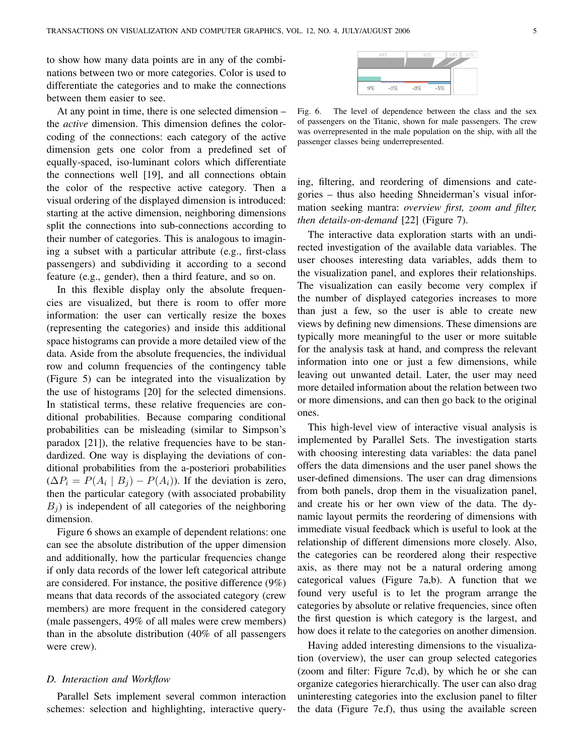to show how many data points are in any of the combinations between two or more categories. Color is used to differentiate the categories and to make the connections between them easier to see.

At any point in time, there is one selected dimension – the *active* dimension. This dimension defines the color-coding of the connections: each category of the active dimension gets one color from a predefined set of equally-spaced, iso-luminant colors which differentiate the connections well [19], and all connections obtain the color of the respective active category. Then a visual ordering of the displayed dimension is introduced: starting at the active dimension, neighboring dimensions split the connections into sub-connections according to their number of categories. This is analogous to imagining a subset with a particular attribute (e.g., first-class passengers) and subdividing it according to a second feature (e.g., gender), then a third feature, and so on.

In this flexible display only the absolute frequencies are visualized, but there is room to offer more information: the user can vertically resize the boxes (representing the categories) and inside this additional space histograms can provide a more detailed view of the data. Aside from the absolute frequencies, the individual row and column frequencies of the contingency table (Figure 5) can be integrated into the visualization by the use of histograms [20] for the selected dimensions. In statistical terms, these relative frequencies are conditional probabilities. Because comparing conditional probabilities can be misleading (similar to Simpson's paradox [21]), the relative frequencies have to be standardized. One way is displaying the deviations of conditional probabilities from the a-posteriori probabilities ($\Delta P_i = P(A_i \mid B_j) - P(A_i)$). If the deviation is zero, then the particular category (with associated probability $B_j$) is independent of all categories of the neighboring dimension.

Figure 6 shows an example of dependent relations: one can see the absolute distribution of the upper dimension and additionally, how the particular frequencies change if only data records of the lower left categorical attribute are considered. For instance, the positive difference (9%) means that data records of the associated category (crew members) are more frequent in the considered category (male passengers, 49% of all males were crew members) than in the absolute distribution (40% of all passengers were crew).

40% 32% 13% 15%

9% -3% -3% -5%

Fig. 6. The level of dependence between the class and the sex of passengers on the Titanic, shown for male passengers. The crew was overrepresented in the male population on the ship, with all the passenger classes being underrepresented.

### D. Interaction and Workflow

Parallel Sets implement several common interaction schemes: selection and highlighting, interactive querying, filtering, and reordering of dimensions and categories – thus also heeding Shneiderman's visual information seeking mantra: *overview first, zoom and filter, then details-on-demand* [22] (Figure 7).

The interactive data exploration starts with an undirected investigation of the available data variables. The user chooses interesting data variables, adds them to the visualization panel, and explores their relationships. The visualization can easily become very complex if the number of displayed categories increases to more than just a few, so the user is able to create new views by defining new dimensions. These dimensions are typically more meaningful to the user or more suitable for the analysis task at hand, and compress the relevant information into one or just a few dimensions, while leaving out unwanted detail. Later, the user may need more detailed information about the relation between two or more dimensions, and can then go back to the original ones.

This high-level view of interactive visual analysis is implemented by Parallel Sets. The investigation starts with choosing interesting data variables: the data panel offers the data dimensions and the user panel shows the user-defined dimensions. The user can drag dimensions from both panels, drop them in the visualization panel, and create his or her own view of the data. The dynamic layout permits the reordering of dimensions with immediate visual feedback which is useful to look at the relationship of different dimensions more closely. Also, the categories can be reordered along their respective axis, as there may not be a natural ordering among categorical values (Figure 7a,b). A function that we found very useful is to let the program arrange the categories by absolute or relative frequencies, since often the first question is which category is the largest, and how does it relate to the categories on another dimension.

Having added interesting dimensions to the visualization (overview), the user can group selected categories (zoom and filter: Figure 7c,d), by which he or she can organize categories hierarchically. The user can also drag uninteresting categories into the exclusion panel to filter the data (Figure 7e,f), thus using the available screen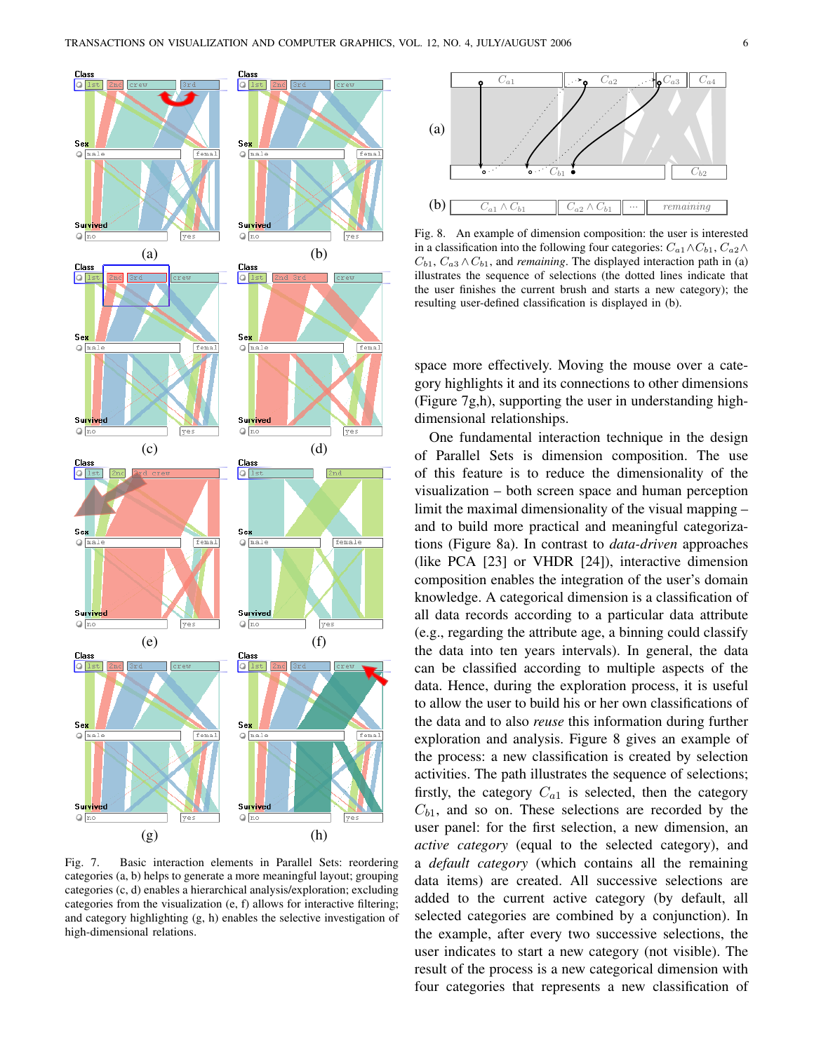Fig. 7. Basic interaction elements in Parallel Sets: reordering categories (a, b) helps to generate a more meaningful layout; grouping categories (c, d) enables a hierarchical analysis/exploration; excluding categories from the visualization (e, f) allows for interactive filtering; and category highlighting (g, h) enables the selective investigation of high-dimensional relations.

Fig. 8. An example of dimension composition: the user is interested in a classification into the following four categories: $C_{a1} \wedge C_{b1}$, $C_{a2} \wedge C_{b1}$, $C_{a3} \wedge C_{b1}$, and *remaining*. The displayed interaction path in (a) illustrates the sequence of selections (the dotted lines indicate that the user finishes the current brush and starts a new category); the resulting user-defined classification is displayed in (b).

space more effectively. Moving the mouse over a category highlights it and its connections to other dimensions (Figure 7g,h), supporting the user in understanding high-dimensional relationships.

One fundamental interaction technique in the design of Parallel Sets is dimension composition. The use of this feature is to reduce the dimensionality of the visualization – both screen space and human perception limit the maximal dimensionality of the visual mapping – and to build more practical and meaningful categorizations (Figure 8a). In contrast to *data-driven* approaches (like PCA [23] or VHDR [24]), interactive dimension composition enables the integration of the user's domain knowledge. A categorical dimension is a classification of all data records according to a particular data attribute (e.g., regarding the attribute age, a binning could classify the data into ten years intervals). In general, the data can be classified according to multiple aspects of the data. Hence, during the exploration process, it is useful to allow the user to build his or her own classifications of the data and to also *reuse* this information during further exploration and analysis. Figure 8 gives an example of the process: a new classification is created by selection activities. The path illustrates the sequence of selections; firstly, the category $C_{a1}$ is selected, then the category $C_{b1}$, and so on. These selections are recorded by the user panel: for the first selection, a new dimension, an *active category* (equal to the selected category), and a *default category* (which contains all the remaining data items) are created. All successive selections are added to the current active category (by default, all selected categories are combined by a conjunction). In the example, after every two successive selections, the user indicates to start a new category (not visible). The result of the process is a new categorical dimension with four categories that represents a new classification of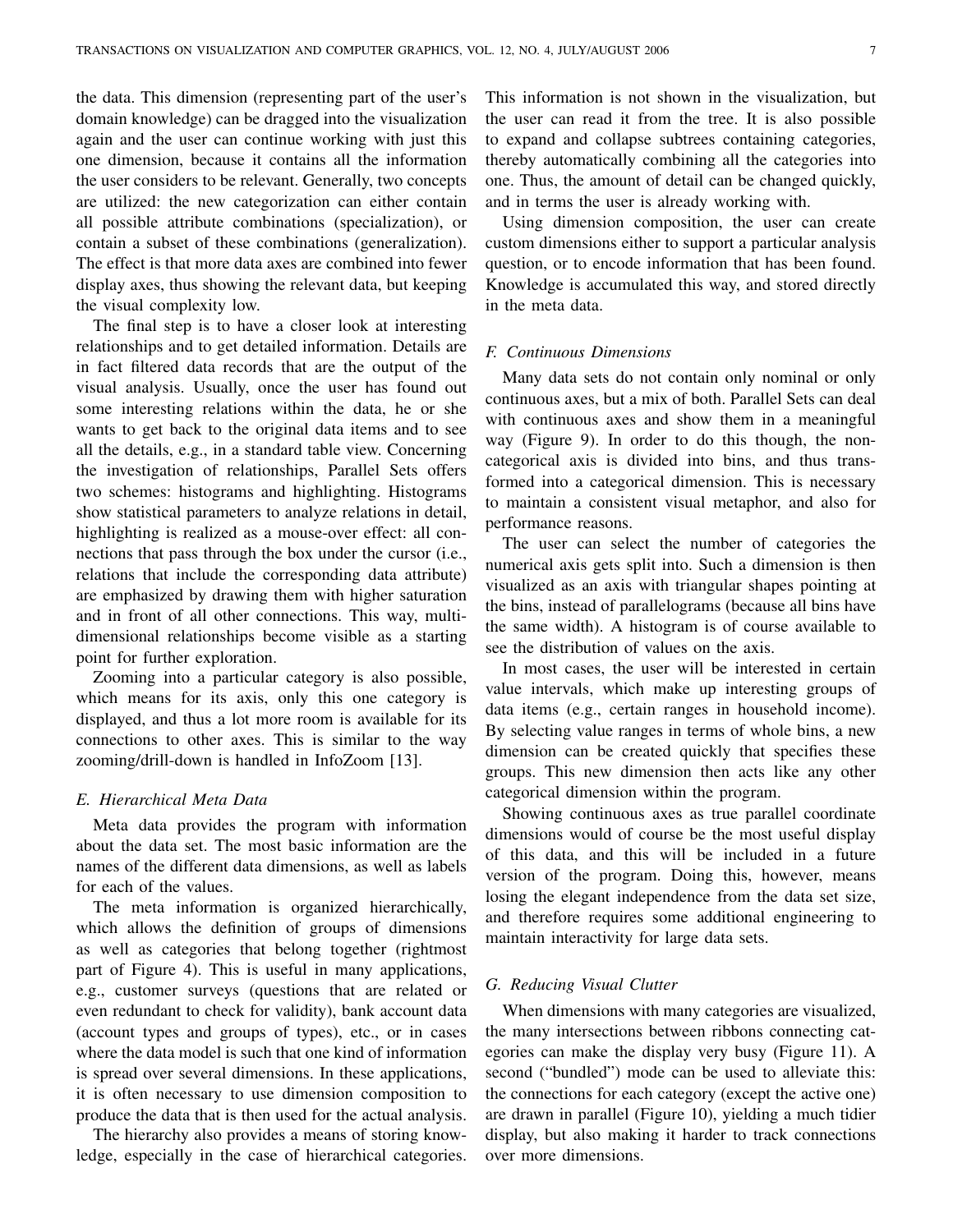the data. This dimension (representing part of the user's domain knowledge) can be dragged into the visualization again and the user can continue working with just this one dimension, because it contains all the information the user considers to be relevant. Generally, two concepts are utilized: the new categorization can either contain all possible attribute combinations (specialization), or contain a subset of these combinations (generalization). The effect is that more data axes are combined into fewer display axes, thus showing the relevant data, but keeping the visual complexity low.

The final step is to have a closer look at interesting relationships and to get detailed information. Details are in fact filtered data records that are the output of the visual analysis. Usually, once the user has found out some interesting relations within the data, he or she wants to get back to the original data items and to see all the details, e.g., in a standard table view. Concerning the investigation of relationships, Parallel Sets offers two schemes: histograms and highlighting. Histograms show statistical parameters to analyze relations in detail, highlighting is realized as a mouse-over effect: all connections that pass through the box under the cursor (i.e., relations that include the corresponding data attribute) are emphasized by drawing them with higher saturation and in front of all other connections. This way, multidimensional relationships become visible as a starting point for further exploration.

Zooming into a particular category is also possible, which means for its axis, only this one category is displayed, and thus a lot more room is available for its connections to other axes. This is similar to the way zooming/drill-down is handled in InfoZoom [13].

### E. Hierarchical Meta Data

Meta data provides the program with information about the data set. The most basic information are the names of the different data dimensions, as well as labels for each of the values.

The meta information is organized hierarchically, which allows the definition of groups of dimensions as well as categories that belong together (rightmost part of Figure 4). This is useful in many applications, e.g., customer surveys (questions that are related or even redundant to check for validity), bank account data (account types and groups of types), etc., or in cases where the data model is such that one kind of information is spread over several dimensions. In these applications, it is often necessary to use dimension composition to produce the data that is then used for the actual analysis.

The hierarchy also provides a means of storing knowledge, especially in the case of hierarchical categories. This information is not shown in the visualization, but the user can read it from the tree. It is also possible to expand and collapse subtrees containing categories, thereby automatically combining all the categories into one. Thus, the amount of detail can be changed quickly, and in terms the user is already working with.

Using dimension composition, the user can create custom dimensions either to support a particular analysis question, or to encode information that has been found. Knowledge is accumulated this way, and stored directly in the meta data.

### F. Continuous Dimensions

Many data sets do not contain only nominal or only continuous axes, but a mix of both. Parallel Sets can deal with continuous axes and show them in a meaningful way (Figure 9). In order to do this though, the non-categorical axis is divided into bins, and thus transformed into a categorical dimension. This is necessary to maintain a consistent visual metaphor, and also for performance reasons.

The user can select the number of categories the numerical axis gets split into. Such a dimension is then visualized as an axis with triangular shapes pointing at the bins, instead of parallelograms (because all bins have the same width). A histogram is of course available to see the distribution of values on the axis.

In most cases, the user will be interested in certain value intervals, which make up interesting groups of data items (e.g., certain ranges in household income). By selecting value ranges in terms of whole bins, a new dimension can be created quickly that specifies these groups. This new dimension then acts like any other categorical dimension within the program.

Showing continuous axes as true parallel coordinate dimensions would of course be the most useful display of this data, and this will be included in a future version of the program. Doing this, however, means losing the elegant independence from the data set size, and therefore requires some additional engineering to maintain interactivity for large data sets.

### G. Reducing Visual Clutter

When dimensions with many categories are visualized, the many intersections between ribbons connecting categories can make the display very busy (Figure 11). A second ("bundled") mode can be used to alleviate this: the connections for each category (except the active one) are drawn in parallel (Figure 10), yielding a much tidier display, but also making it harder to track connections over more dimensions.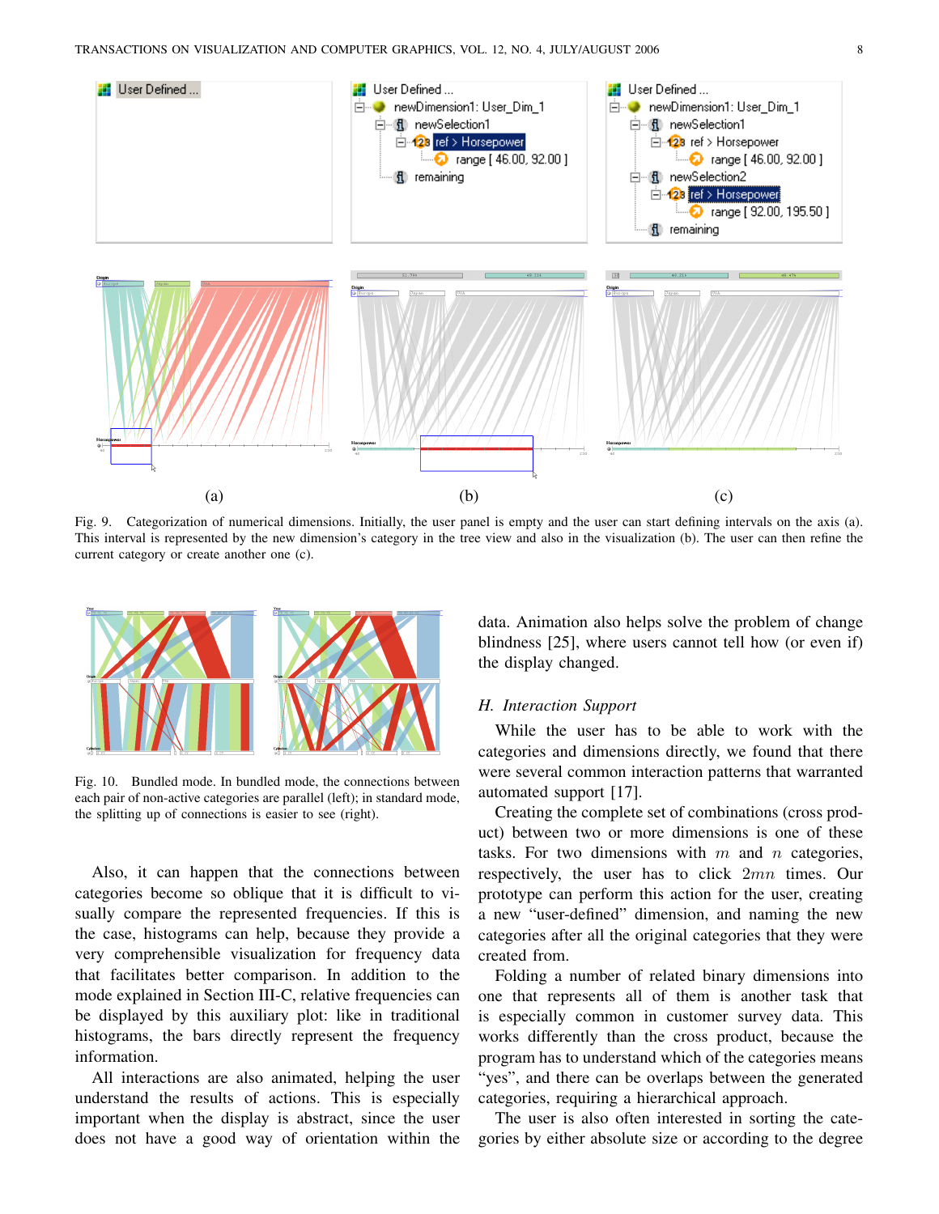Fig. 9. Categorization of numerical dimensions. Initially, the user panel is empty and the user can start defining intervals on the axis (a). This interval is represented by the new dimension's category in the tree view and also in the visualization (b). The user can then refine the current category or create another one (c).

Fig. 10. Bundled mode. In bundled mode, the connections between each pair of non-active categories are parallel (left); in standard mode, the splitting up of connections is easier to see (right).

Also, it can happen that the connections between categories become so oblique that it is difficult to visually compare the represented frequencies. If this is the case, histograms can help, because they provide a very comprehensible visualization for frequency data that facilitates better comparison. In addition to the mode explained in Section III-C, relative frequencies can be displayed by this auxiliary plot: like in traditional histograms, the bars directly represent the frequency information.

All interactions are also animated, helping the user understand the results of actions. This is especially important when the display is abstract, since the user does not have a good way of orientation within the data. Animation also helps solve the problem of change blindness [25], where users cannot tell how (or even if) the display changed.

### *H. Interaction Support*

While the user has to be able to work with the categories and dimensions directly, we found that there were several common interaction patterns that warranted automated support [17].

Creating the complete set of combinations (cross product) between two or more dimensions is one of these tasks. For two dimensions with $m$ and $n$ categories, respectively, the user has to click $2mn$ times. Our prototype can perform this action for the user, creating a new "user-defined" dimension, and naming the new categories after all the original categories that they were created from.

Folding a number of related binary dimensions into one that represents all of them is another task that is especially common in customer survey data. This works differently than the cross product, because the program has to understand which of the categories means "yes", and there can be overlaps between the generated categories, requiring a hierarchical approach.

The user is also often interested in sorting the categories by either absolute size or according to the degree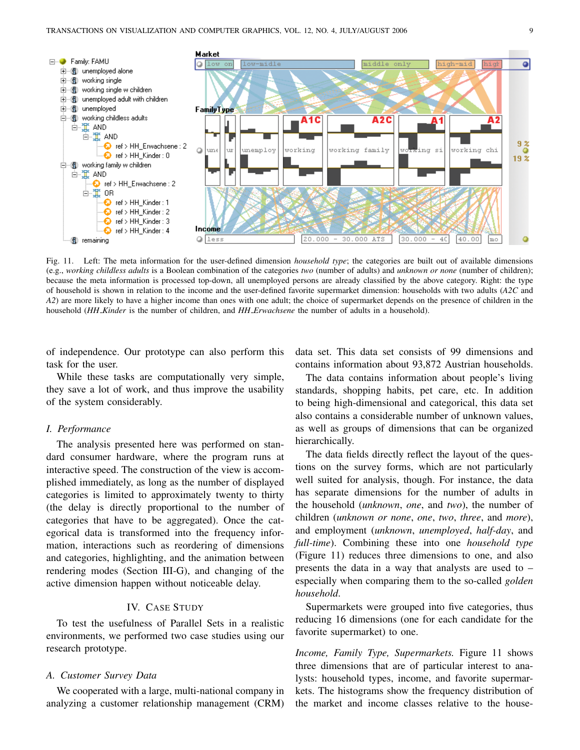Fig. 11. Left: The meta information for the user-defined dimension *household type*; the categories are built out of available dimensions (e.g., *working childless adults* is a Boolean combination of the categories *two* (number of adults) and *unknown or none* (number of children); because the meta information is processed top-down, all unemployed persons are already classified by the above category. Right: the type of household is shown in relation to the income and the user-defined favorite supermarket dimension: households with two adults (*A2C* and *A2*) are more likely to have a higher income than ones with one adult; the choice of supermarket depends on the presence of children in the household (*HH_Kinder* is the number of children, and *HH_Erwachsene* the number of adults in a household).

of independence. Our prototype can also perform this task for the user.

While these tasks are computationally very simple, they save a lot of work, and thus improve the usability of the system considerably.

### I. Performance

The analysis presented here was performed on standard consumer hardware, where the program runs at interactive speed. The construction of the view is accomplished immediately, as long as the number of displayed categories is limited to approximately twenty to thirty (the delay is directly proportional to the number of categories that have to be aggregated). Once the categorical data is transformed into the frequency information, interactions such as reordering of dimensions and categories, highlighting, and the animation between rendering modes (Section III-G), and changing of the active dimension happen without noticeable delay.

## IV. Case Study

To test the usefulness of Parallel Sets in a realistic environments, we performed two case studies using our research prototype.

### A. Customer Survey Data

We cooperated with a large, multi-national company in analyzing a customer relationship management (CRM) data set. This data set consists of 99 dimensions and contains information about 93,872 Austrian households.

The data contains information about people's living standards, shopping habits, pet care, etc. In addition to being high-dimensional and categorical, this data set also contains a considerable number of unknown values, as well as groups of dimensions that can be organized hierarchically.

The data fields directly reflect the layout of the questions on the survey forms, which are not particularly well suited for analysis, though. For instance, the data has separate dimensions for the number of adults in the household (*unknown*, *one*, and *two*), the number of children (*unknown or none*, *one*, *two*, *three*, and *more*), and employment (*unknown*, *unemployed*, *half-day*, and *full-time*). Combining these into one *household type* (Figure 11) reduces three dimensions to one, and also presents the data in a way that analysts are used to – especially when comparing them to the so-called *golden household*.

Supermarkets were grouped into five categories, thus reducing 16 dimensions (one for each candidate for the favorite supermarket) to one.

*Income, Family Type, Supermarkets.* Figure 11 shows three dimensions that are of particular interest to analysts: household types, income, and favorite supermarkets. The histograms show the frequency distribution of the market and income classes relative to the house-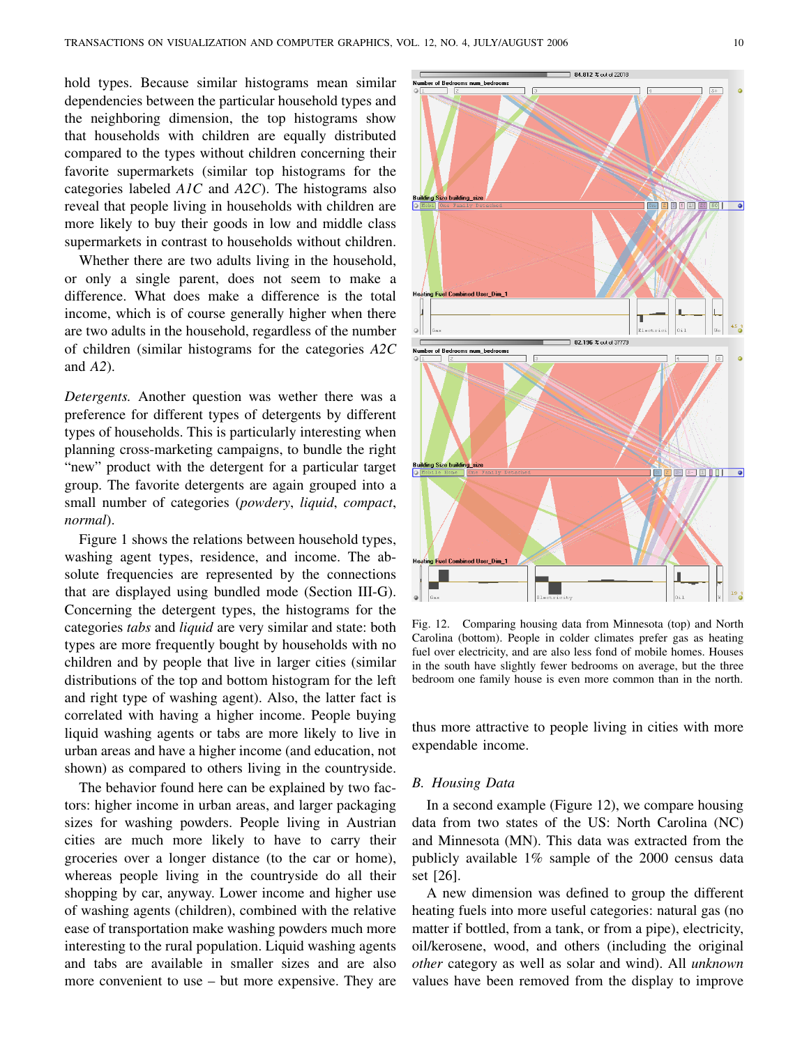hold types. Because similar histograms mean similar dependencies between the particular household types and the neighboring dimension, the top histograms show that households with children are equally distributed compared to the types without children concerning their favorite supermarkets (similar top histograms for the categories labeled *A1C* and *A2C*). The histograms also reveal that people living in households with children are more likely to buy their goods in low and middle class supermarkets in contrast to households without children.

Whether there are two adults living in the household, or only a single parent, does not seem to make a difference. What does make a difference is the total income, which is of course generally higher when there are two adults in the household, regardless of the number of children (similar histograms for the categories *A2C* and *A2*).

*Detergents.* Another question was wether there was a preference for different types of detergents by different types of households. This is particularly interesting when planning cross-marketing campaigns, to bundle the right "new" product with the detergent for a particular target group. The favorite detergents are again grouped into a small number of categories (*powdery*, *liquid*, *compact*, *normal*).

Figure 1 shows the relations between household types, washing agent types, residence, and income. The absolute frequencies are represented by the connections that are displayed using bundled mode (Section III-G). Concerning the detergent types, the histograms for the categories *tabs* and *liquid* are very similar and state: both types are more frequently bought by households with no children and by people that live in larger cities (similar distributions of the top and bottom histogram for the left and right type of washing agent). Also, the latter fact is correlated with having a higher income. People buying liquid washing agents or tabs are more likely to live in urban areas and have a higher income (and education, not shown) as compared to others living in the countryside.

The behavior found here can be explained by two factors: higher income in urban areas, and larger packaging sizes for washing powders. People living in Austrian cities are much more likely to have to carry their groceries over a longer distance (to the car or home), whereas people living in the countryside do all their shopping by car, anyway. Lower income and higher use of washing agents (children), combined with the relative ease of transportation make washing powders much more interesting to the rural population. Liquid washing agents and tabs are available in smaller sizes and are also more convenient to use – but more expensive. They are thus more attractive to people living in cities with more expendable income.

Fig. 12. Comparing housing data from Minnesota (top) and North Carolina (bottom). People in colder climates prefer gas as heating fuel over electricity, and are also less fond of mobile homes. Houses in the south have slightly fewer bedrooms on average, but the three bedroom one family house is even more common than in the north.

## B. Housing Data

In a second example (Figure 12), we compare housing data from two states of the US: North Carolina (NC) and Minnesota (MN). This data was extracted from the publicly available 1% sample of the 2000 census data set [26].

A new dimension was defined to group the different heating fuels into more useful categories: natural gas (no matter if bottled, from a tank, or from a pipe), electricity, oil/kerosene, wood, and others (including the original *other* category as well as solar and wind). All *unknown* values have been removed from the display to improve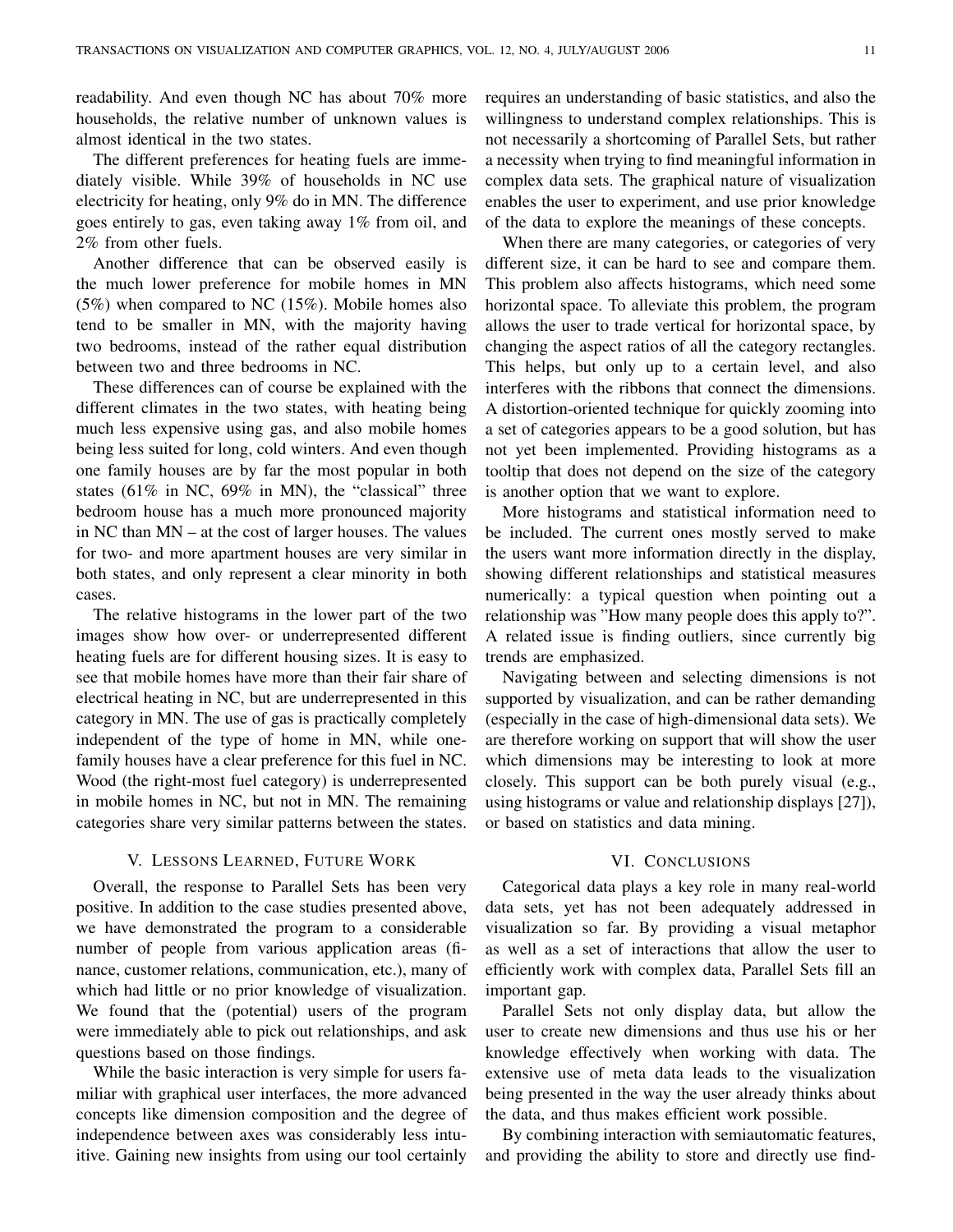readability. And even though NC has about 70% more households, the relative number of unknown values is almost identical in the two states.

The different preferences for heating fuels are immediately visible. While 39% of households in NC use electricity for heating, only 9% do in MN. The difference goes entirely to gas, even taking away 1% from oil, and 2% from other fuels.

Another difference that can be observed easily is the much lower preference for mobile homes in MN (5%) when compared to NC (15%). Mobile homes also tend to be smaller in MN, with the majority having two bedrooms, instead of the rather equal distribution between two and three bedrooms in NC.

These differences can of course be explained with the different climates in the two states, with heating being much less expensive using gas, and also mobile homes being less suited for long, cold winters. And even though one family houses are by far the most popular in both states (61% in NC, 69% in MN), the "classical" three bedroom house has a much more pronounced majority in NC than MN – at the cost of larger houses. The values for two- and more apartment houses are very similar in both states, and only represent a clear minority in both cases.

The relative histograms in the lower part of the two images show how over- or underrepresented different heating fuels are for different housing sizes. It is easy to see that mobile homes have more than their fair share of electrical heating in NC, but are underrepresented in this category in MN. The use of gas is practically completely independent of the type of home in MN, while one-family houses have a clear preference for this fuel in NC. Wood (the right-most fuel category) is underrepresented in mobile homes in NC, but not in MN. The remaining categories share very similar patterns between the states.

## V. Lessons Learned, Future Work

Overall, the response to Parallel Sets has been very positive. In addition to the case studies presented above, we have demonstrated the program to a considerable number of people from various application areas (finance, customer relations, communication, etc.), many of which had little or no prior knowledge of visualization. We found that the (potential) users of the program were immediately able to pick out relationships, and ask questions based on those findings.

While the basic interaction is very simple for users familiar with graphical user interfaces, the more advanced concepts like dimension composition and the degree of independence between axes was considerably less intuitive. Gaining new insights from using our tool certainly requires an understanding of basic statistics, and also the willingness to understand complex relationships. This is not necessarily a shortcoming of Parallel Sets, but rather a necessity when trying to find meaningful information in complex data sets. The graphical nature of visualization enables the user to experiment, and use prior knowledge of the data to explore the meanings of these concepts.

When there are many categories, or categories of very different size, it can be hard to see and compare them. This problem also affects histograms, which need some horizontal space. To alleviate this problem, the program allows the user to trade vertical for horizontal space, by changing the aspect ratios of all the category rectangles. This helps, but only up to a certain level, and also interferes with the ribbons that connect the dimensions. A distortion-oriented technique for quickly zooming into a set of categories appears to be a good solution, but has not yet been implemented. Providing histograms as a tooltip that does not depend on the size of the category is another option that we want to explore.

More histograms and statistical information need to be included. The current ones mostly served to make the users want more information directly in the display, showing different relationships and statistical measures numerically: a typical question when pointing out a relationship was "How many people does this apply to?". A related issue is finding outliers, since currently big trends are emphasized.

Navigating between and selecting dimensions is not supported by visualization, and can be rather demanding (especially in the case of high-dimensional data sets). We are therefore working on support that will show the user which dimensions may be interesting to look at more closely. This support can be both purely visual (e.g., using histograms or value and relationship displays [27]), or based on statistics and data mining.

## VI. Conclusions

Categorical data plays a key role in many real-world data sets, yet has not been adequately addressed in visualization so far. By providing a visual metaphor as well as a set of interactions that allow the user to efficiently work with complex data, Parallel Sets fill an important gap.

Parallel Sets not only display data, but allow the user to create new dimensions and thus use his or her knowledge effectively when working with data. The extensive use of meta data leads to the visualization being presented in the way the user already thinks about the data, and thus makes efficient work possible.

By combining interaction with semiautomatic features, and providing the ability to store and directly use find-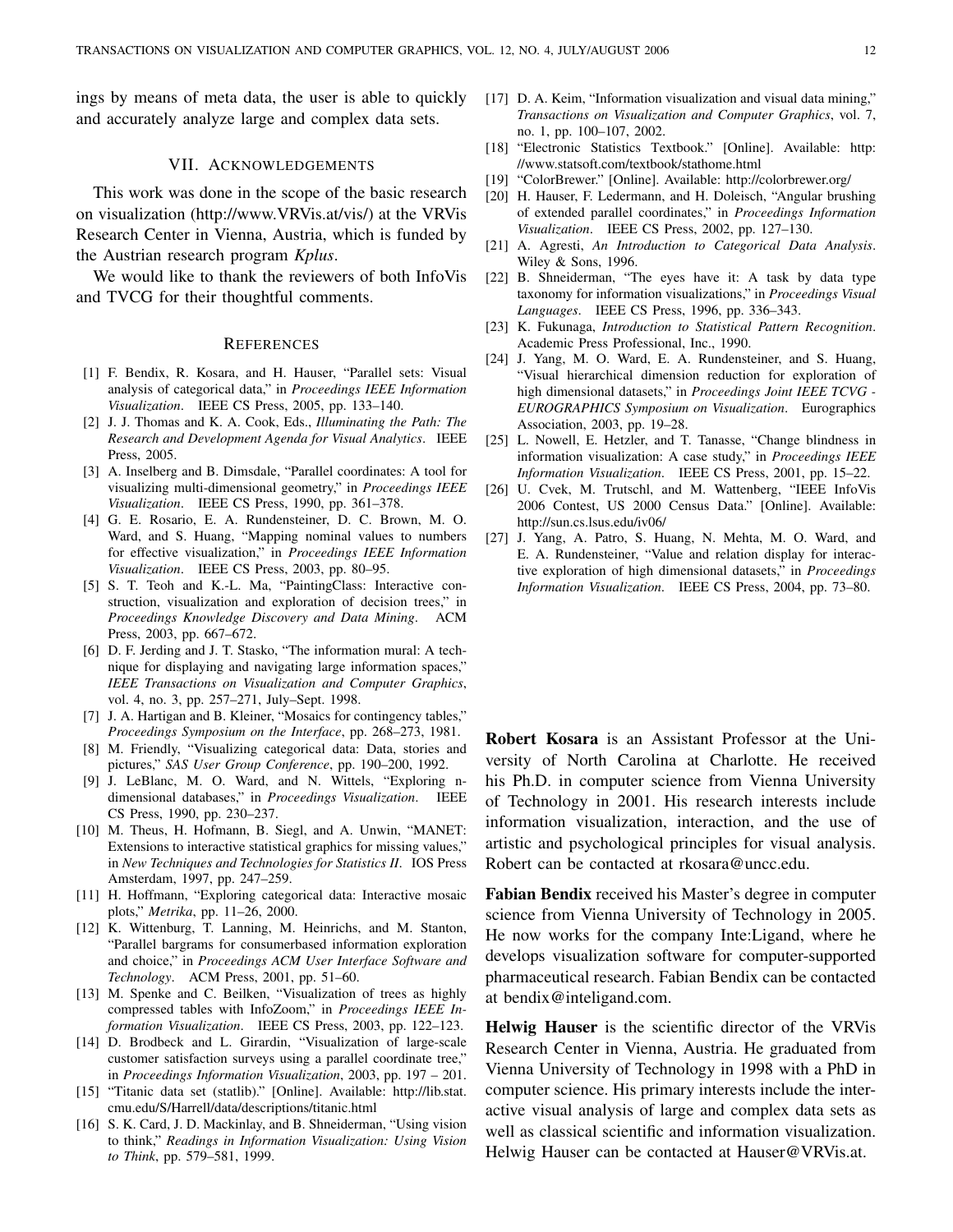ings by means of meta data, the user is able to quickly and accurately analyze large and complex data sets.

## VII. Acknowledgements

This work was done in the scope of the basic research on visualization (http://www.VRVis.at/vis/) at the VRVis Research Center in Vienna, Austria, which is funded by the Austrian research program *Kplus*.

We would like to thank the reviewers of both InfoVis and TVCG for their thoughtful comments.

## References

[1] F. Bendix, R. Kosara, and H. Hauser, "Parallel sets: Visual analysis of categorical data," in *Proceedings IEEE Information Visualization*. IEEE CS Press, 2005, pp. 133–140.

[2] J. J. Thomas and K. A. Cook, Eds., *Illuminating the Path: The Research and Development Agenda for Visual Analytics*. IEEE Press, 2005.

[3] A. Inselberg and B. Dimsdale, "Parallel coordinates: A tool for visualizing multi-dimensional geometry," in *Proceedings IEEE Visualization*. IEEE CS Press, 1990, pp. 361–378.

[4] G. E. Rosario, E. A. Rundensteiner, D. C. Brown, M. O. Ward, and S. Huang, "Mapping nominal values to numbers for effective visualization," in *Proceedings IEEE Information Visualization*. IEEE CS Press, 2003, pp. 80–95.

[5] S. T. Teoh and K.-L. Ma, "PaintingClass: Interactive construction, visualization and exploration of decision trees," in *Proceedings Knowledge Discovery and Data Mining*. ACM Press, 2003, pp. 667–672.

[6] D. F. Jerding and J. T. Stasko, "The information mural: A technique for displaying and navigating large information spaces," *IEEE Transactions on Visualization and Computer Graphics*, vol. 4, no. 3, pp. 257–271, July–Sept. 1998.

[7] J. A. Hartigan and B. Kleiner, "Mosaics for contingency tables," *Proceedings Symposium on the Interface*, pp. 268–273, 1981.

[8] M. Friendly, "Visualizing categorical data: Data, stories and pictures," *SAS User Group Conference*, pp. 190–200, 1992.

[9] J. LeBlanc, M. O. Ward, and N. Wittels, "Exploring n-dimensional databases," in *Proceedings Visualization*. IEEE CS Press, 1990, pp. 230–237.

[10] M. Theus, H. Hofmann, B. Siegl, and A. Unwin, "MANET: Extensions to interactive statistical graphics for missing values," in *New Techniques and Technologies for Statistics II*. IOS Press Amsterdam, 1997, pp. 247–259.

[11] H. Hoffmann, "Exploring categorical data: Interactive mosaic plots," *Metrika*, pp. 11–26, 2000.

[12] K. Wittenburg, T. Lanning, M. Heinrichs, and M. Stanton, "Parallel bargrams for consumerbased information exploration and choice," in *Proceedings ACM User Interface Software and Technology*. ACM Press, 2001, pp. 51–60.

[13] M. Spenke and C. Beilken, "Visualization of trees as highly compressed tables with InfoZoom," in *Proceedings IEEE Information Visualization*. IEEE CS Press, 2003, pp. 122–123.

[14] D. Brodbeck and L. Girardin, "Visualization of large-scale customer satisfaction surveys using a parallel coordinate tree," in *Proceedings Information Visualization*, 2003, pp. 197 – 201.

[15] "Titanic data set (statlib)." [Online]. Available: http://lib.stat.cmu.edu/S/Harrell/data/descriptions/titanic.html

[16] S. K. Card, J. D. Mackinlay, and B. Shneiderman, "Using vision to think," *Readings in Information Visualization: Using Vision to Think*, pp. 579–581, 1999.

[17] D. A. Keim, "Information visualization and visual data mining," *Transactions on Visualization and Computer Graphics*, vol. 7, no. 1, pp. 100–107, 2002.

[18] "Electronic Statistics Textbook." [Online]. Available: http://www.statsoft.com/textbook/stathome.html

[19] "ColorBrewer." [Online]. Available: http://colorbrewer.org/

[20] H. Hauser, F. Ledermann, and H. Doleisch, "Angular brushing of extended parallel coordinates," in *Proceedings Information Visualization*. IEEE CS Press, 2002, pp. 127–130.

[21] A. Agresti, *An Introduction to Categorical Data Analysis*. Wiley & Sons, 1996.

[22] B. Shneiderman, "The eyes have it: A task by data type taxonomy for information visualizations," in *Proceedings Visual Languages*. IEEE CS Press, 1996, pp. 336–343.

[23] K. Fukunaga, *Introduction to Statistical Pattern Recognition*. Academic Press Professional, Inc., 1990.

[24] J. Yang, M. O. Ward, E. A. Rundensteiner, and S. Huang, "Visual hierarchical dimension reduction for exploration of high dimensional datasets," in *Proceedings Joint IEEE TCVG - EUROGRAPHICS Symposium on Visualization*. Eurographics Association, 2003, pp. 19–28.

[25] L. Nowell, E. Hetzler, and T. Tanasse, "Change blindness in information visualization: A case study," in *Proceedings IEEE Information Visualization*. IEEE CS Press, 2001, pp. 15–22.

[26] U. Cvek, M. Trutschl, and M. Wattenberg, "IEEE InfoVis 2006 Contest, US 2000 Census Data." [Online]. Available: http://sun.cs.lsus.edu/iv06/

[27] J. Yang, A. Patro, S. Huang, N. Mehta, M. O. Ward, and E. A. Rundensteiner, "Value and relation display for interactive exploration of high dimensional datasets," in *Proceedings Information Visualization*. IEEE CS Press, 2004, pp. 73–80.

**Robert Kosara** is an Assistant Professor at the University of North Carolina at Charlotte. He received his Ph.D. in computer science from Vienna University of Technology in 2001. His research interests include information visualization, interaction, and the use of artistic and psychological principles for visual analysis. Robert can be contacted at rkosara@uncc.edu.

**Fabian Bendix** received his Master's degree in computer science from Vienna University of Technology in 2005. He now works for the company Inte:Ligand, where he develops visualization software for computer-supported pharmaceutical research. Fabian Bendix can be contacted at bendix@inteligand.com.

**Helwig Hauser** is the scientific director of the VRVis Research Center in Vienna, Austria. He graduated from Vienna University of Technology in 1998 with a PhD in computer science. His primary interests include the interactive visual analysis of large and complex data sets as well as classical scientific and information visualization. Helwig Hauser can be contacted at Hauser@VRVis.at.